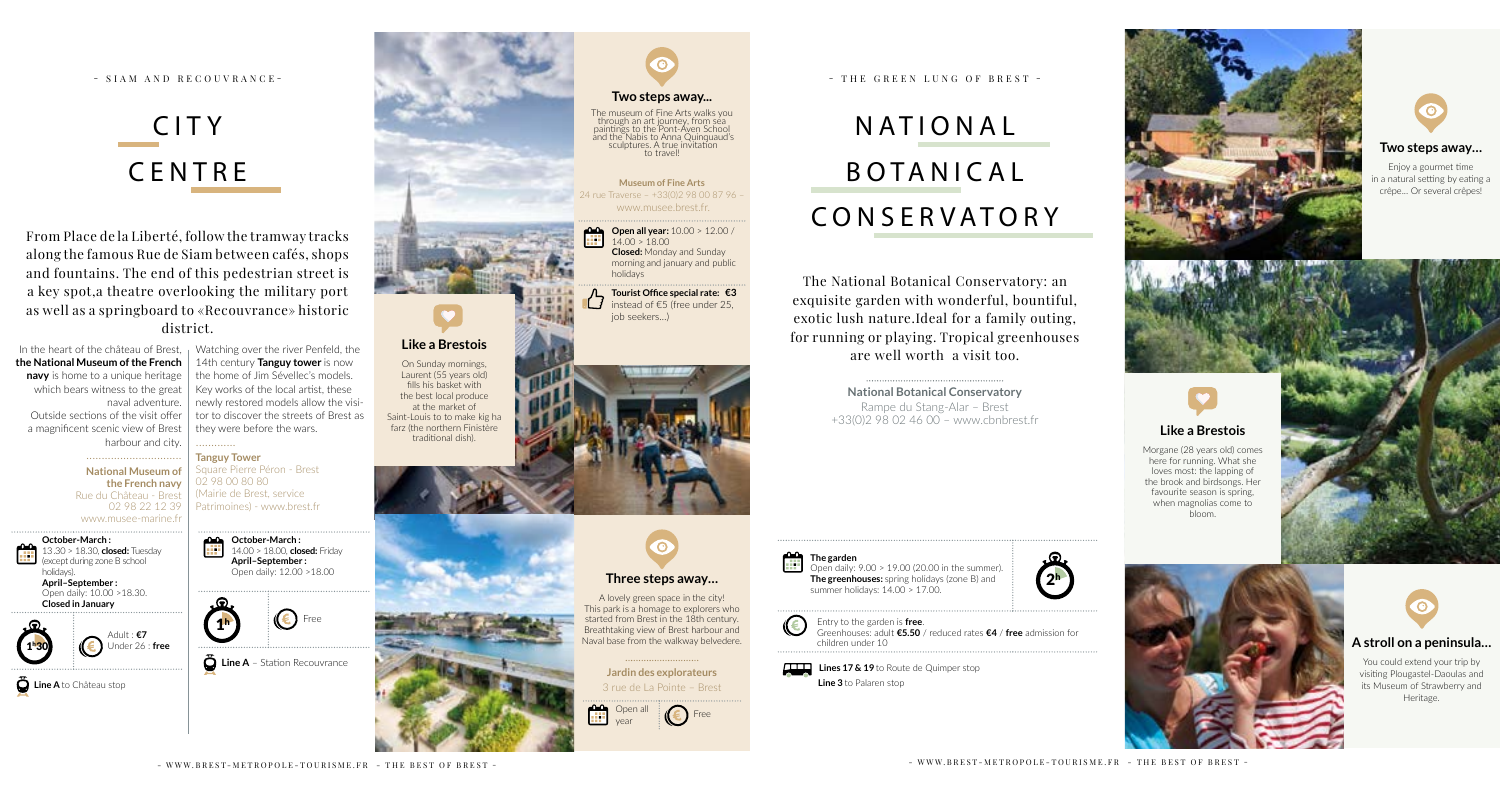- SIAM AND RECOUVRANCE -

# CITY CENTRE

From Place de la Liberté, follow the tramway tracks along the famous Rue de Siam between cafés, shops and fountains. The end of this pedestrian street is a key spot,a theatre overlooking the military port as well as a springboard to «Recouvrance» historic district.

In the heart of the château of Brest, **the National Museum of the French navy** is home to a unique heritage which bears witness to the great naval adventure. Outside sections of the visit offer a magnificent scenic view of Brest harbour and city.

**National Museum of the French navy**
Rue du Château - Brest
02 98 22 12 39
www.musee-marine.fr

**October–March :**
13.30 > 18.30, **closed:** Tuesday (except during zone B school holidays).
**April–September :**
Open daily: 10.00 >18.30.
**Closed in January**

1h30

Adult : **€7**
Under 26 : **free**

**Line A** to Château stop

Watching over the river Penfeld, the 14th century **Tanguy tower** is now the home of Jim Sévellec's models. Key works of the local artist, these newly restored models allow the visitor to discover the streets of Brest as they were before the wars.

**Tanguy Tower**
Square Pierre Péron - Brest
02 98 00 80 80
(Mairie de Brest, service Patrimoines) - www.brest.fr

**October–March :**
14.00 > 18.00, **closed:** Friday
**April–September :**
Open daily: 12.00 >18.00

1h

Free

**Line A** – Station Recouvrance

### Like a Brestois

On Sunday mornings, Laurent (55 years old) fills his basket with the best local produce at the market of Saint-Louis to to make kig ha farz (the northern Finistère traditional dish).

### Two steps away...

The museum of Fine Arts walks you through an art journey, from sea paintings to the Pont-Aven School and the Nabis to Anna Quinquaud's sculptures. A true invitation to travel!

**Museum of Fine Arts**
24 rue Traverse – +33(0)2 98 00 87 96 – www.musee.brest.fr.

**Open all year:** 10.00 > 12.00 / 14.00 > 18.00
**Closed:** Monday and Sunday morning and january and public holidays

**Tourist Office special rate: €3** instead of €5 (free under 25, job seekers...)

### Three steps away...

A lovely green space in the city! This park is a homage to explorers who started from Brest in the 18th century. Breathtaking view of Brest harbour and Naval base from the walkway belvedere.

**Jardin des explorateurs**
3 rue de La Pointe – Brest

Open all year

Free

- THE GREEN LUNG OF BREST -

# NATIONAL BOTANICAL CONSERVATORY

The National Botanical Conservatory: an exquisite garden with wonderful, bountiful, exotic lush nature.Ideal for a family outing, for running or playing. Tropical greenhouses are well worth a visit too.

**National Botanical Conservatory**
Rampe du Stang-Alar – Brest
+33(0)2 98 02 46 00 – www.cbnbrest.fr

**The garden**
Open daily: 9.00 > 19.00 (20.00 in the summer).
**The greenhouses:** spring holidays (zone B) and summer holidays: 14.00 > 17.00.

2h

Entry to the garden is **free**.
Greenhouses: adult **€5.50** / reduced rates **€4** / **free** admission for children under 10

**Lines 17 & 19** to Route de Quimper stop
**Line 3** to Palaren stop

### Two steps away...

Enjoy a gourmet time in a natural setting by eating a crêpe... Or several crêpes!

### Like a Brestois

Morgane (28 years old) comes here for running. What she loves most: the lapping of the brook and birdsongs. Her favourite season is spring, when magnolias come to bloom.

### A stroll on a peninsula...

You could extend your trip by visiting Plougastel-Daoulas and its Museum of Strawberry and Heritage.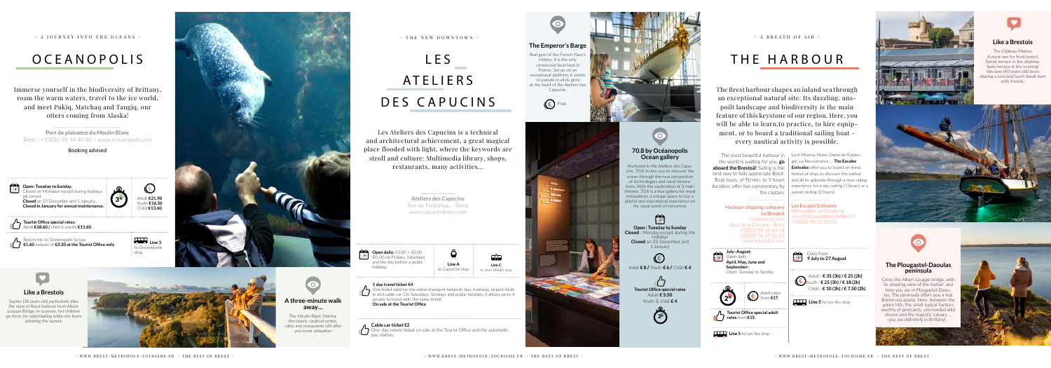- A JOURNEY INTO THE OCEANS -

# OCEANOPOLIS

Immerse yourself in the biodiversity of Brittany, roam the warm waters, travel to the ice world, and meet Pukiq, Matchaq and Tangiq, our otters coming from Alaska!

**Port de plaisance du Moulin Blanc**
Brest - +33(0)2 98 34 40 40 – www.oceanopolis.com

Booking advised

**Open: Tuesday to Sunday.**
Closed on Mondays except during holidays (all zones).
**Closed** on 25 December and 1 January.
**Closed in January for annual maintenance.**

3h

Adult **€21.90**
Youth **€16.50**
Child **€13.60**

**Tourist Office special rates**:
Adult **€18.60** / child & youths **€11.60**

Return trip to Oceanopolis by bus
**€1.60** instead of **€3.20 at the Tourist Office only**

**Line 3**
to Oceanopolis stop

### Like a Brestois

Sophie (38 years old) particularly likes the view of Brest harbour from Albert Louppe Bridge. In summer, her children go there for rollerblading while she loves admiring the sunset.

- THE NEW DOWNTOWN -

# LES ATELIERS DES CAPUCINS

Les Ateliers des Capucins is a technical and architectural achievement, a great magical place flooded with light, where the keywords are stroll and culture: Multimedia library, shops, restaurants, many activities...

**Ateliers des Capucins**
Rue de Pontaniou – Brest
www.capucinsbrest.com

**Open daily:** 10.00 > 00.00 (01.00 on Fridays, Saturdays and the day before a public holiday).

**Line A**
to Capucins stop

**Line C**
to Jean Moulin stop

**1 day travel ticket €4**
One ticket valid for the entire transport network: bus, tramway, airport shuttle and cable car. On Saturdays, Sundays and public holidays, it allows up to 4 people to travel with the same ticket!
**On sale at the Tourist Office**

**Cable car ticket €2**
One-day return ticket on sale at the Tourist Office and the automatic pay station.

### A three-minute walk away...

The Moulin Blanc Marina: the beach, nautical centre, cafés and restaurants will offer you some relaxation

### The Emperor's Barge

Real gem of the French Navy's history, it is the only ceremonial boat kept in France. Set up on an exceptional platform, it seems to parade in all its glory at the heart of the Ateliers des Capucins.

Free

### 70.8 by Océanopolis Ocean gallery

Anchored in the Ateliers des Capucins, 70.8 invites you to discover the ocean through the new perspective of technologies and naval innovations. With the exploration of 3 main themes, 70.8 is a true gallery for naval innovations, a unique space to live a playful and educational experience on the naval world of tomorrow.

**Open : Tuesday to Sunday**
**Closed** : Monday except during the holidays
**Closed** on 25 December and 1 January

Adult **€ 8 /** Youth **€ 6 /** Child **€ 4**

**Tourist Office special rates**
Adult **€ 5.50**
Youth & child **€ 4**

2h

- A BREATH OF AIR -

# THE HARBOUR

The Brest harbour shapes an inland sea through an exceptional natural site. Its dazzling, unspoilt landscape and biodiversity is the main feature of this keystone of our region. Here, you will be able to learn,to practice, to hire equipment, or to board a traditional sailing boat – every nautical activity is possible.

The most beautiful harbour in the world is waiting for you, **go aboard the Brestoâ!** Sailing is the best way to fully appreciate Brest. Boat tours, of 90 min. to 3 hours duration, offer live commentary by the captain.

**Harbour shipping company Le Brestoâ**
Commercial port
Quai de la Douane - Brest
+33(0)2 98 33 04 18
+33(0)7 78 37 03 23
www.lebrestoa.com

**July–August:**
Open daily
**April, May, June and September:**
Open: Tuesday to Sunday

2h

Adult rates from **€17**

**Tourist Office special adult rates** from **€15**

**Line 5** to Les îles stop

Loch Monna, Notre-Dame de Rumengol, La Recouvrance ... **The Escales Estivales** offer you to board on these historical ships to discover the harbor and all its splendor through a new sailing experience for a day outing (3 hours) or a sunset outing (2 hours).

**Les Escales Estivales**
Information and booking:
www.fetesmaritimesdebrest.fr
+33(0)2 98 33 39 00

Daily from
**9 July to 27 August**

Adult : **€ 35 (3h) / € 25 (2h)**
Youth : **€ 25 (3h) / € 18 (2h)**
Child : **€ 10 (3h) / € 7.50 (2h)**

**Line 5** to Les îles stop

### Like a Brestois

The Château Marina: A must-see for food lovers! Sunny terrace in the daytime, lively terrace in the evening! Vinciane (40 years old) loves sharing a convivial lunch break here with friends.

### The Plougastel-Daoulas peninsula

Cross the Albert Louppe bridge, with its amazing view of the harbor, and here you are in Plougastel-Daoulas. The peninsula offers you a real Breton escapade. Here, between the green hills, the small typical harbors worthy of postcards, uncrowded wild shores and the majestic calvary ... you are definitely in Brittany!